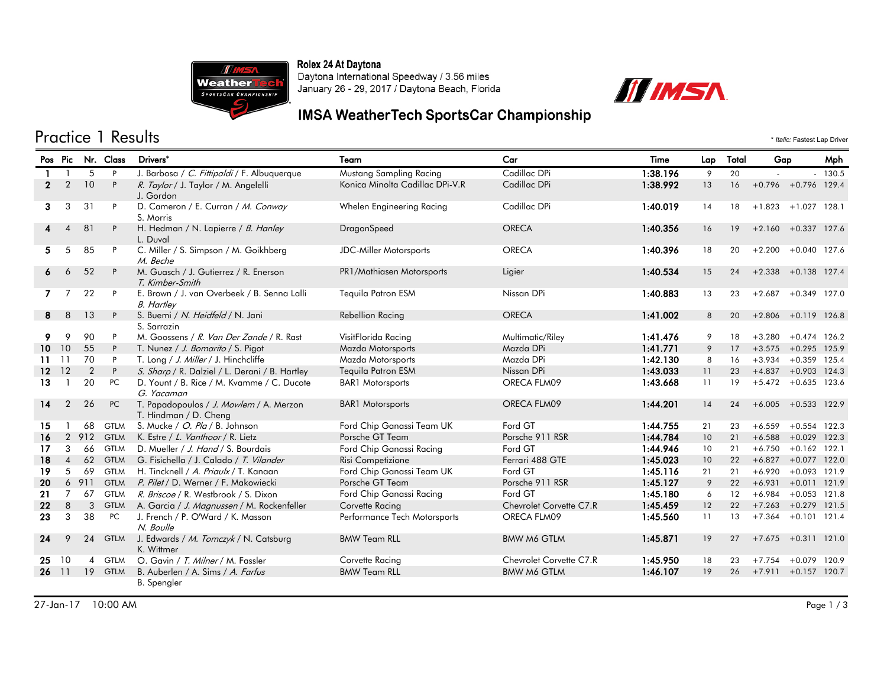Rolex 24 At Daytona
Daytona International Speedway / 3.56 miles
January 26 - 29, 2017 / Daytona Beach, Florida

## IMSA WeatherTech SportsCar Championship

# Practice 1 Results

\* *Italic:* Fastest Lap Driver

| Pos | Pic | Nr. | Class | Drivers* | Team | Car | Time | Lap | Total | Gap | | Mph |
|---|---|---|---|---|---|---|---|---|---|---|---|---|
| 1 | 1 | 5 | P | J. Barbosa / *C. Fittipaldi* / F. Albuquerque | Mustang Sampling Racing | Cadillac DPi | 1:38.196 | 9 | 20 | - | - | 130.5 |
| 2 | 2 | 10 | P | *R. Taylor* / J. Taylor / M. Angelelli J. Gordon | Konica Minolta Cadillac DPi-V.R | Cadillac DPi | 1:38.992 | 13 | 16 | +0.796 | +0.796 | 129.4 |
| 3 | 3 | 31 | P | D. Cameron / E. Curran / *M. Conway* S. Morris | Whelen Engineering Racing | Cadillac DPi | 1:40.019 | 14 | 18 | +1.823 | +1.027 | 128.1 |
| 4 | 4 | 81 | P | H. Hedman / N. Lapierre / *B. Hanley* L. Duval | DragonSpeed | ORECA | 1:40.356 | 16 | 19 | +2.160 | +0.337 | 127.6 |
| 5 | 5 | 85 | P | C. Miller / S. Simpson / M. Goikhberg *M. Beche* | JDC-Miller Motorsports | ORECA | 1:40.396 | 18 | 20 | +2.200 | +0.040 | 127.6 |
| 6 | 6 | 52 | P | M. Guasch / J. Gutierrez / R. Enerson *T. Kimber-Smith* | PR1/Mathiasen Motorsports | Ligier | 1:40.534 | 15 | 24 | +2.338 | +0.138 | 127.4 |
| 7 | 7 | 22 | P | E. Brown / J. van Overbeek / B. Senna Lalli *B. Hartley* | Tequila Patron ESM | Nissan DPi | 1:40.883 | 13 | 23 | +2.687 | +0.349 | 127.0 |
| 8 | 8 | 13 | P | S. Buemi / *N. Heidfeld* / N. Jani S. Sarrazin | Rebellion Racing | ORECA | 1:41.002 | 8 | 20 | +2.806 | +0.119 | 126.8 |
| 9 | 9 | 90 | P | M. Goossens / *R. Van Der Zande* / R. Rast | VisitFlorida Racing | Multimatic/Riley | 1:41.476 | 9 | 18 | +3.280 | +0.474 | 126.2 |
| 10 | 10 | 55 | P | T. Nunez / *J. Bomarito* / S. Pigot | Mazda Motorsports | Mazda DPi | 1:41.771 | 9 | 17 | +3.575 | +0.295 | 125.9 |
| 11 | 11 | 70 | P | T. Long / *J. Miller* / J. Hinchcliffe | Mazda Motorsports | Mazda DPi | 1:42.130 | 8 | 16 | +3.934 | +0.359 | 125.4 |
| 12 | 12 | 2 | P | *S. Sharp* / R. Dalziel / L. Derani / B. Hartley | Tequila Patron ESM | Nissan DPi | 1:43.033 | 11 | 23 | +4.837 | +0.903 | 124.3 |
| 13 | 1 | 20 | PC | D. Yount / B. Rice / M. Kvamme / C. Ducote *G. Yacaman* | BAR1 Motorsports | ORECA FLM09 | 1:43.668 | 11 | 19 | +5.472 | +0.635 | 123.6 |
| 14 | 2 | 26 | PC | T. Papadopoulos / *J. Mowlem* / A. Merzon T. Hindman / D. Cheng | BAR1 Motorsports | ORECA FLM09 | 1:44.201 | 14 | 24 | +6.005 | +0.533 | 122.9 |
| 15 | 1 | 68 | GTLM | S. Mucke / *O. Pla* / B. Johnson | Ford Chip Ganassi Team UK | Ford GT | 1:44.755 | 21 | 23 | +6.559 | +0.554 | 122.3 |
| 16 | 2 | 912 | GTLM | K. Estre / *L. Vanthoor* / R. Lietz | Porsche GT Team | Porsche 911 RSR | 1:44.784 | 10 | 21 | +6.588 | +0.029 | 122.3 |
| 17 | 3 | 66 | GTLM | D. Mueller / *J. Hand* / S. Bourdais | Ford Chip Ganassi Racing | Ford GT | 1:44.946 | 10 | 21 | +6.750 | +0.162 | 122.1 |
| 18 | 4 | 62 | GTLM | G. Fisichella / J. Calado / *T. Vilander* | Risi Competizione | Ferrari 488 GTE | 1:45.023 | 10 | 22 | +6.827 | +0.077 | 122.0 |
| 19 | 5 | 69 | GTLM | H. Tincknell / *A. Priaulx* / T. Kanaan | Ford Chip Ganassi Team UK | Ford GT | 1:45.116 | 21 | 21 | +6.920 | +0.093 | 121.9 |
| 20 | 6 | 911 | GTLM | *P. Pilet* / D. Werner / F. Makowiecki | Porsche GT Team | Porsche 911 RSR | 1:45.127 | 9 | 22 | +6.931 | +0.011 | 121.9 |
| 21 | 7 | 67 | GTLM | *R. Briscoe* / R. Westbrook / S. Dixon | Ford Chip Ganassi Racing | Ford GT | 1:45.180 | 6 | 12 | +6.984 | +0.053 | 121.8 |
| 22 | 8 | 3 | GTLM | A. Garcia / *J. Magnussen* / M. Rockenfeller | Corvette Racing | Chevrolet Corvette C7.R | 1:45.459 | 12 | 22 | +7.263 | +0.279 | 121.5 |
| 23 | 3 | 38 | PC | J. French / P. O'Ward / K. Masson *N. Boulle* | Performance Tech Motorsports | ORECA FLM09 | 1:45.560 | 11 | 13 | +7.364 | +0.101 | 121.4 |
| 24 | 9 | 24 | GTLM | J. Edwards / *M. Tomczyk* / N. Catsburg K. Wittmer | BMW Team RLL | BMW M6 GTLM | 1:45.871 | 19 | 27 | +7.675 | +0.311 | 121.0 |
| 25 | 10 | 4 | GTLM | O. Gavin / *T. Milner* / M. Fassler | Corvette Racing | Chevrolet Corvette C7.R | 1:45.950 | 18 | 23 | +7.754 | +0.079 | 120.9 |
| 26 | 11 | 19 | GTLM | B. Auberlen / A. Sims / *A. Farfus* B. Spengler | BMW Team RLL | BMW M6 GTLM | 1:46.107 | 19 | 26 | +7.911 | +0.157 | 120.7 |

27-Jan-17 10:00 AM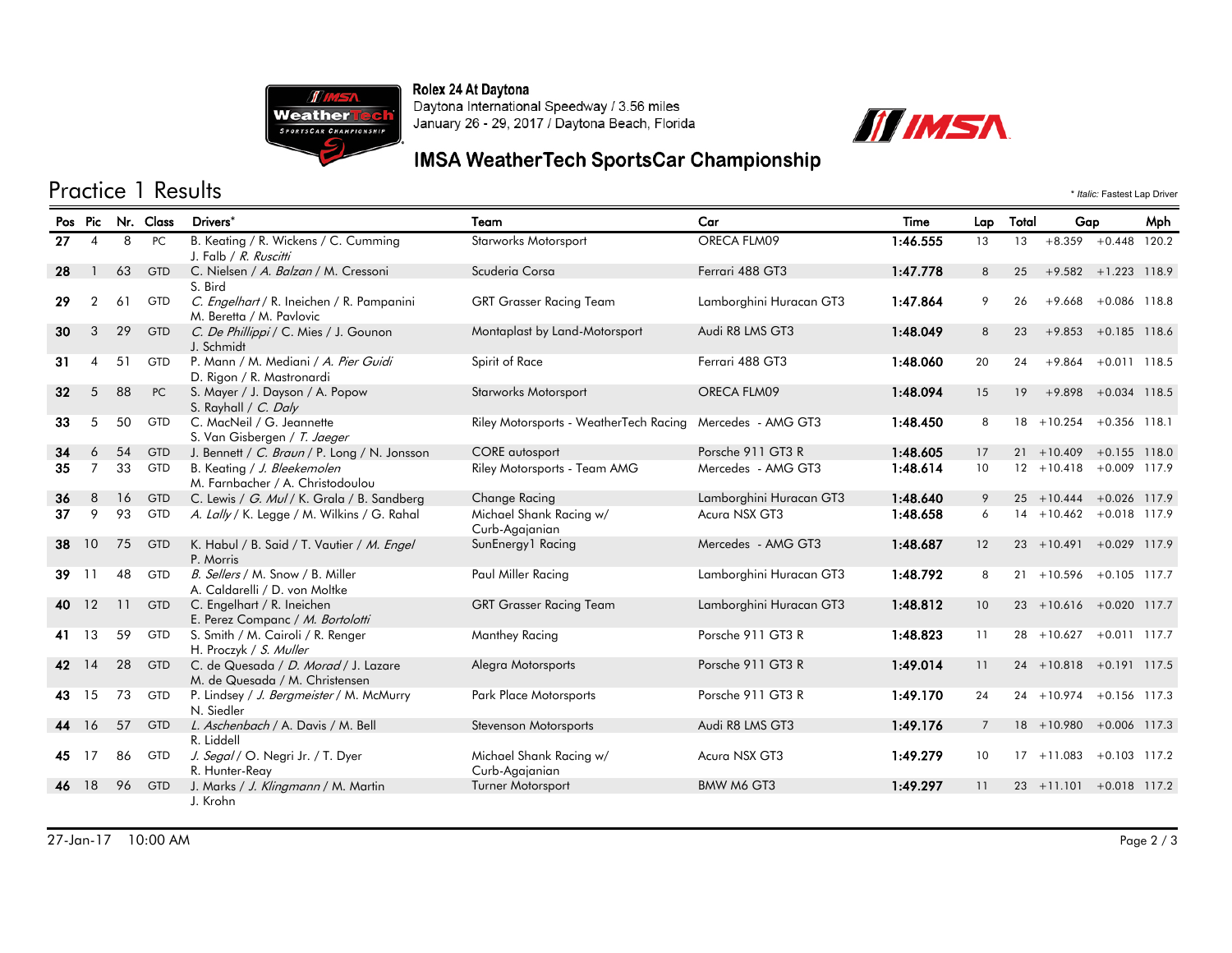Rolex 24 At Daytona
Daytona International Speedway / 3.56 miles
January 26 - 29, 2017 / Daytona Beach, Florida

## IMSA WeatherTech SportsCar Championship

# Practice 1 Results

\* *Italic:* Fastest Lap Driver

| Pos | Pic | Nr. | Class | Drivers* | Team | Car | Time | Lap | Total | Gap | | Mph |
|---|---|---|---|---|---|---|---|---|---|---|---|---|
| 27 | 4 | 8 | PC | B. Keating / R. Wickens / C. Cumming J. Falb / *R. Ruscitti* | Starworks Motorsport | ORECA FLM09 | 1:46.555 | 13 | 13 | +8.359 | +0.448 | 120.2 |
| 28 | 1 | 63 | GTD | C. Nielsen / *A. Balzan* / M. Cressoni S. Bird | Scuderia Corsa | Ferrari 488 GT3 | 1:47.778 | 8 | 25 | +9.582 | +1.223 | 118.9 |
| 29 | 2 | 61 | GTD | *C. Engelhart* / R. Ineichen / R. Pampanini M. Beretta / M. Pavlovic | GRT Grasser Racing Team | Lamborghini Huracan GT3 | 1:47.864 | 9 | 26 | +9.668 | +0.086 | 118.8 |
| 30 | 3 | 29 | GTD | *C. De Phillippi* / C. Mies / J. Gounon J. Schmidt | Montaplast by Land-Motorsport | Audi R8 LMS GT3 | 1:48.049 | 8 | 23 | +9.853 | +0.185 | 118.6 |
| 31 | 4 | 51 | GTD | P. Mann / M. Mediani / *A. Pier Guidi* D. Rigon / R. Mastronardi | Spirit of Race | Ferrari 488 GT3 | 1:48.060 | 20 | 24 | +9.864 | +0.011 | 118.5 |
| 32 | 5 | 88 | PC | S. Mayer / J. Dayson / A. Popow S. Rayhall / *C. Daly* | Starworks Motorsport | ORECA FLM09 | 1:48.094 | 15 | 19 | +9.898 | +0.034 | 118.5 |
| 33 | 5 | 50 | GTD | C. MacNeil / G. Jeannette S. Van Gisbergen / *T. Jaeger* | Riley Motorsports - WeatherTech Racing | Mercedes - AMG GT3 | 1:48.450 | 8 | 18 | +10.254 | +0.356 | 118.1 |
| 34 | 6 | 54 | GTD | J. Bennett / *C. Braun* / P. Long / N. Jonsson | CORE autosport | Porsche 911 GT3 R | 1:48.605 | 17 | 21 | +10.409 | +0.155 | 118.0 |
| 35 | 7 | 33 | GTD | B. Keating / *J. Bleekemolen* M. Farnbacher / A. Christodoulou | Riley Motorsports - Team AMG | Mercedes - AMG GT3 | 1:48.614 | 10 | 12 | +10.418 | +0.009 | 117.9 |
| 36 | 8 | 16 | GTD | C. Lewis / *G. Mul* / K. Grala / B. Sandberg | Change Racing | Lamborghini Huracan GT3 | 1:48.640 | 9 | 25 | +10.444 | +0.026 | 117.9 |
| 37 | 9 | 93 | GTD | *A. Lally* / K. Legge / M. Wilkins / G. Rahal | Michael Shank Racing w/ Curb-Agajanian | Acura NSX GT3 | 1:48.658 | 6 | 14 | +10.462 | +0.018 | 117.9 |
| 38 | 10 | 75 | GTD | K. Habul / B. Said / T. Vautier / *M. Engel* P. Morris | SunEnergy1 Racing | Mercedes - AMG GT3 | 1:48.687 | 12 | 23 | +10.491 | +0.029 | 117.9 |
| 39 | 11 | 48 | GTD | *B. Sellers* / M. Snow / B. Miller A. Caldarelli / D. von Moltke | Paul Miller Racing | Lamborghini Huracan GT3 | 1:48.792 | 8 | 21 | +10.596 | +0.105 | 117.7 |
| 40 | 12 | 11 | GTD | C. Engelhart / R. Ineichen E. Perez Companc / *M. Bortolotti* | GRT Grasser Racing Team | Lamborghini Huracan GT3 | 1:48.812 | 10 | 23 | +10.616 | +0.020 | 117.7 |
| 41 | 13 | 59 | GTD | S. Smith / M. Cairoli / R. Renger H. Proczyk / *S. Muller* | Manthey Racing | Porsche 911 GT3 R | 1:48.823 | 11 | 28 | +10.627 | +0.011 | 117.7 |
| 42 | 14 | 28 | GTD | C. de Quesada / *D. Morad* / J. Lazare M. de Quesada / M. Christensen | Alegra Motorsports | Porsche 911 GT3 R | 1:49.014 | 11 | 24 | +10.818 | +0.191 | 117.5 |
| 43 | 15 | 73 | GTD | P. Lindsey / *J. Bergmeister* / M. McMurry N. Siedler | Park Place Motorsports | Porsche 911 GT3 R | 1:49.170 | 24 | 24 | +10.974 | +0.156 | 117.3 |
| 44 | 16 | 57 | GTD | *L. Aschenbach* / A. Davis / M. Bell R. Liddell | Stevenson Motorsports | Audi R8 LMS GT3 | 1:49.176 | 7 | 18 | +10.980 | +0.006 | 117.3 |
| 45 | 17 | 86 | GTD | *J. Segal* / O. Negri Jr. / T. Dyer R. Hunter-Reay | Michael Shank Racing w/ Curb-Agajanian | Acura NSX GT3 | 1:49.279 | 10 | 17 | +11.083 | +0.103 | 117.2 |
| 46 | 18 | 96 | GTD | J. Marks / *J. Klingmann* / M. Martin J. Krohn | Turner Motorsport | BMW M6 GT3 | 1:49.297 | 11 | 23 | +11.101 | +0.018 | 117.2 |

27-Jan-17 10:00 AM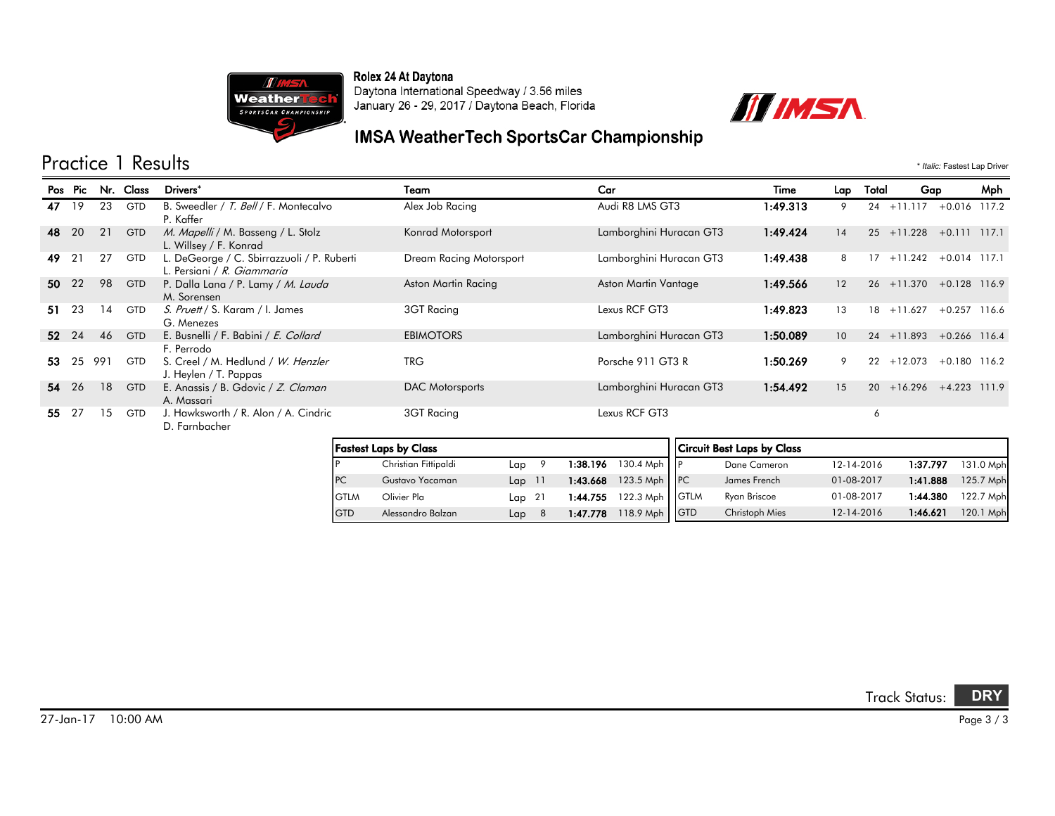Rolex 24 At Daytona
Daytona International Speedway / 3.56 miles
January 26 - 29, 2017 / Daytona Beach, Florida

## IMSA WeatherTech SportsCar Championship

# Practice 1 Results

\* *Italic:* Fastest Lap Driver

| Pos | Pic | Nr. | Class | Drivers* | Team | Car | Time | Lap | Total | Gap | | Mph |
|---|---|---|---|---|---|---|---|---|---|---|---|---|
| **47** | 19 | 23 | GTD | B. Sweedler / *T. Bell* / F. Montecalvo P. Kaffer | Alex Job Racing | Audi R8 LMS GT3 | **1:49.313** | 9 | 24 | +11.117 | +0.016 | 117.2 |
| **48** | 20 | 21 | GTD | *M. Mapelli* / M. Basseng / L. Stolz L. Willsey / F. Konrad | Konrad Motorsport | Lamborghini Huracan GT3 | **1:49.424** | 14 | 25 | +11.228 | +0.111 | 117.1 |
| **49** | 21 | 27 | GTD | L. DeGeorge / C. Sbirrazzuoli / P. Ruberti L. Persiani / *R. Giammaria* | Dream Racing Motorsport | Lamborghini Huracan GT3 | **1:49.438** | 8 | 17 | +11.242 | +0.014 | 117.1 |
| **50** | 22 | 98 | GTD | P. Dalla Lana / P. Lamy / *M. Lauda* M. Sorensen | Aston Martin Racing | Aston Martin Vantage | **1:49.566** | 12 | 26 | +11.370 | +0.128 | 116.9 |
| **51** | 23 | 14 | GTD | *S. Pruett* / S. Karam / I. James G. Menezes | 3GT Racing | Lexus RCF GT3 | **1:49.823** | 13 | 18 | +11.627 | +0.257 | 116.6 |
| **52** | 24 | 46 | GTD | E. Busnelli / F. Babini / *E. Collard* F. Perrodo | EBIMOTORS | Lamborghini Huracan GT3 | **1:50.089** | 10 | 24 | +11.893 | +0.266 | 116.4 |
| **53** | 25 | 991 | GTD | S. Creel / M. Hedlund / *W. Henzler* J. Heylen / T. Pappas | TRG | Porsche 911 GT3 R | **1:50.269** | 9 | 22 | +12.073 | +0.180 | 116.2 |
| **54** | 26 | 18 | GTD | E. Anassis / B. Gdovic / *Z. Claman* A. Massari | DAC Motorsports | Lamborghini Huracan GT3 | **1:54.492** | 15 | 20 | +16.296 | +4.223 | 111.9 |
| **55** | 27 | 15 | GTD | J. Hawksworth / R. Alon / A. Cindric D. Farnbacher | 3GT Racing | Lexus RCF GT3 | | | 6 | | | |

**Fastest Laps by Class**

| | | | | | |
|---|---|---|---|---|---|
| P | Christian Fittipaldi | Lap | 9 | **1:38.196** | 130.4 Mph |
| PC | Gustavo Yacaman | Lap | 11 | **1:43.668** | 123.5 Mph |
| GTLM | Olivier Pla | Lap | 21 | **1:44.755** | 122.3 Mph |
| GTD | Alessandro Balzan | Lap | 8 | **1:47.778** | 118.9 Mph |

**Circuit Best Laps by Class**

| | | | | |
|---|---|---|---|---|
| P | Dane Cameron | 12-14-2016 | **1:37.797** | 131.0 Mph |
| PC | James French | 01-08-2017 | **1:41.888** | 125.7 Mph |
| GTLM | Ryan Briscoe | 01-08-2017 | **1:44.380** | 122.7 Mph |
| GTD | Christoph Mies | 12-14-2016 | **1:46.621** | 120.1 Mph |

Track Status: **DRY**

27-Jan-17 10:00 AM